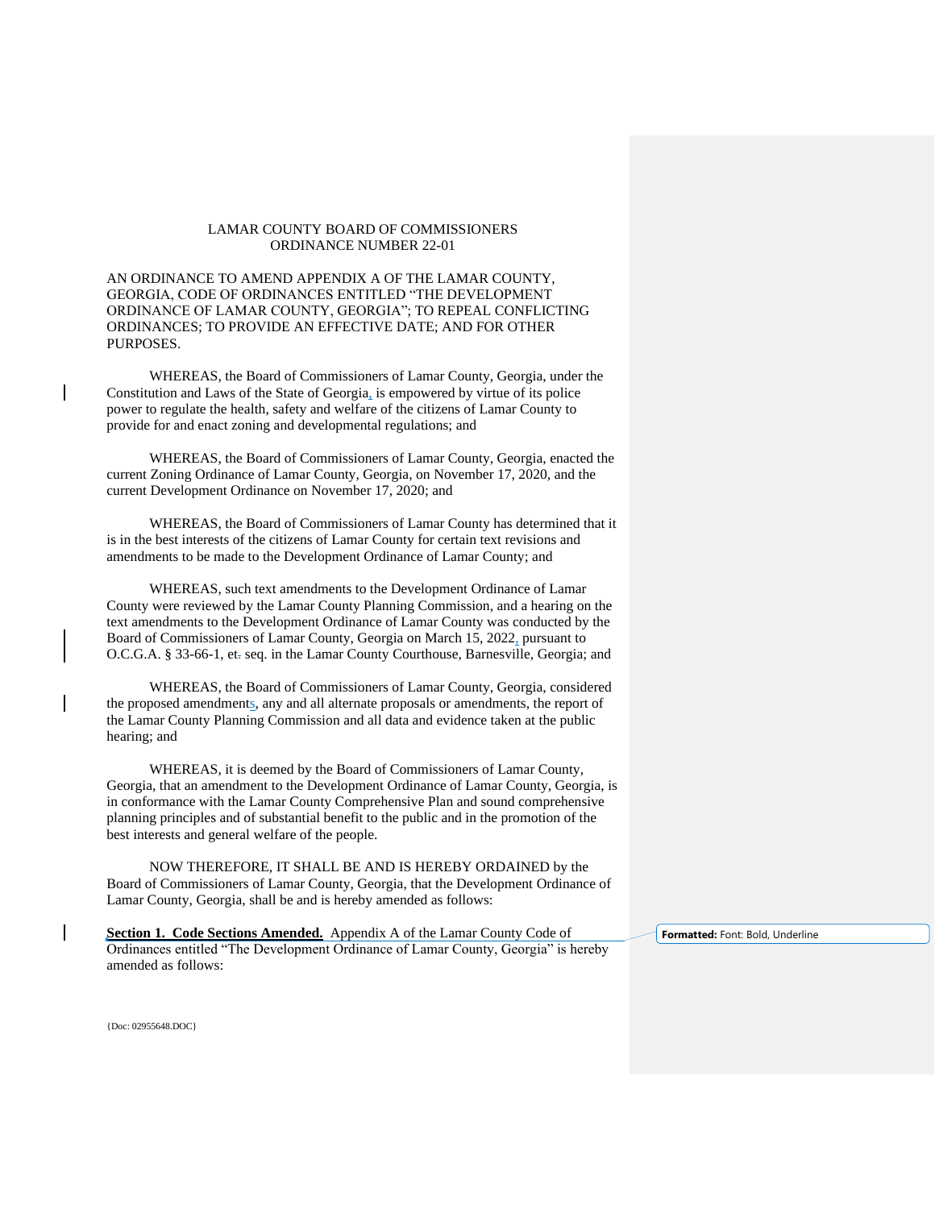LAMAR COUNTY BOARD OF COMMISSIONERS
ORDINANCE NUMBER 22-01

AN ORDINANCE TO AMEND APPENDIX A OF THE LAMAR COUNTY, GEORGIA, CODE OF ORDINANCES ENTITLED "THE DEVELOPMENT ORDINANCE OF LAMAR COUNTY, GEORGIA"; TO REPEAL CONFLICTING ORDINANCES; TO PROVIDE AN EFFECTIVE DATE; AND FOR OTHER PURPOSES.

WHEREAS, the Board of Commissioners of Lamar County, Georgia, under the Constitution and Laws of the State of Georgia, is empowered by virtue of its police power to regulate the health, safety and welfare of the citizens of Lamar County to provide for and enact zoning and developmental regulations; and

WHEREAS, the Board of Commissioners of Lamar County, Georgia, enacted the current Zoning Ordinance of Lamar County, Georgia, on November 17, 2020, and the current Development Ordinance on November 17, 2020; and

WHEREAS, the Board of Commissioners of Lamar County has determined that it is in the best interests of the citizens of Lamar County for certain text revisions and amendments to be made to the Development Ordinance of Lamar County; and

WHEREAS, such text amendments to the Development Ordinance of Lamar County were reviewed by the Lamar County Planning Commission, and a hearing on the text amendments to the Development Ordinance of Lamar County was conducted by the Board of Commissioners of Lamar County, Georgia on March 15, 2022, pursuant to O.C.G.A. § 33-66-1, et. seq. in the Lamar County Courthouse, Barnesville, Georgia; and

WHEREAS, the Board of Commissioners of Lamar County, Georgia, considered the proposed amendments, any and all alternate proposals or amendments, the report of the Lamar County Planning Commission and all data and evidence taken at the public hearing; and

WHEREAS, it is deemed by the Board of Commissioners of Lamar County, Georgia, that an amendment to the Development Ordinance of Lamar County, Georgia, is in conformance with the Lamar County Comprehensive Plan and sound comprehensive planning principles and of substantial benefit to the public and in the promotion of the best interests and general welfare of the people.

NOW THEREFORE, IT SHALL BE AND IS HEREBY ORDAINED by the Board of Commissioners of Lamar County, Georgia, that the Development Ordinance of Lamar County, Georgia, shall be and is hereby amended as follows:

**Section 1. Code Sections Amended.** Appendix A of the Lamar County Code of Ordinances entitled "The Development Ordinance of Lamar County, Georgia" is hereby amended as follows:

Formatted: Font: Bold, Underline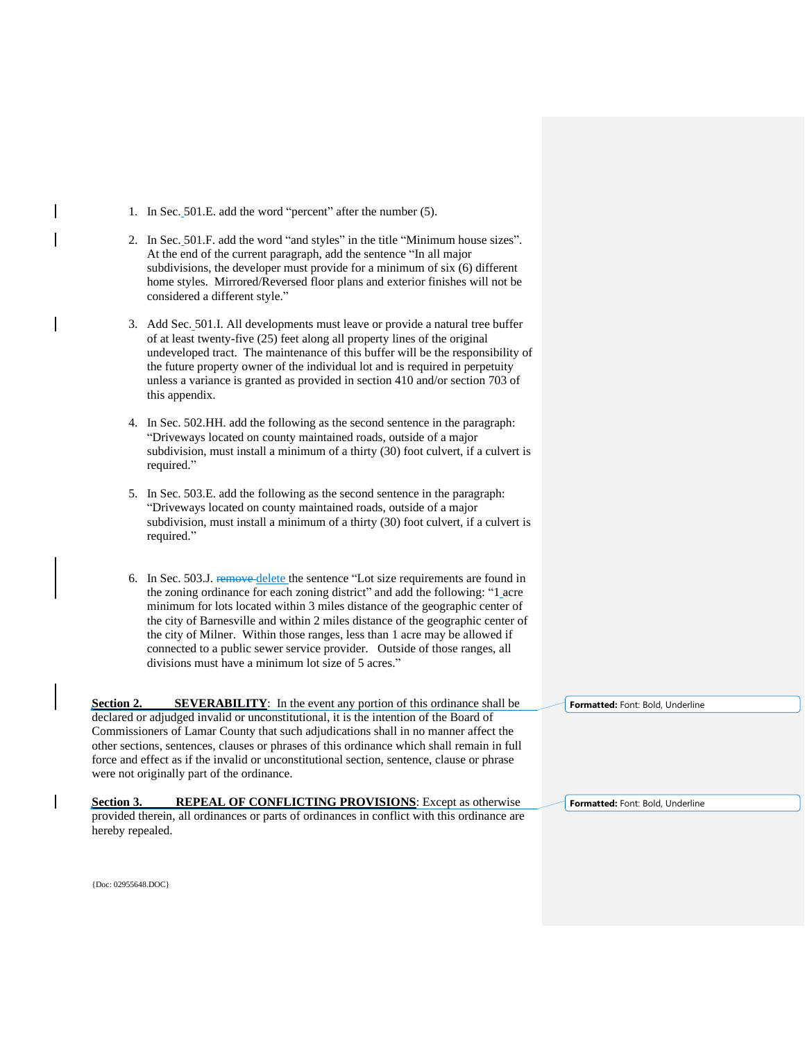1. In Sec. 501.E. add the word "percent" after the number (5).

2. In Sec. 501.F. add the word "and styles" in the title "Minimum house sizes". At the end of the current paragraph, add the sentence "In all major subdivisions, the developer must provide for a minimum of six (6) different home styles. Mirrored/Reversed floor plans and exterior finishes will not be considered a different style."

3. Add Sec. 501.I. All developments must leave or provide a natural tree buffer of at least twenty-five (25) feet along all property lines of the original undeveloped tract. The maintenance of this buffer will be the responsibility of the future property owner of the individual lot and is required in perpetuity unless a variance is granted as provided in section 410 and/or section 703 of this appendix.

4. In Sec. 502.HH. add the following as the second sentence in the paragraph: "Driveways located on county maintained roads, outside of a major subdivision, must install a minimum of a thirty (30) foot culvert, if a culvert is required."

5. In Sec. 503.E. add the following as the second sentence in the paragraph: "Driveways located on county maintained roads, outside of a major subdivision, must install a minimum of a thirty (30) foot culvert, if a culvert is required."

6. In Sec. 503.J. ~~remove~~ delete the sentence "Lot size requirements are found in the zoning ordinance for each zoning district" and add the following: "1 acre minimum for lots located within 3 miles distance of the geographic center of the city of Barnesville and within 2 miles distance of the geographic center of the city of Milner. Within those ranges, less than 1 acre may be allowed if connected to a public sewer service provider. Outside of those ranges, all divisions must have a minimum lot size of 5 acres."

**Section 2.** **SEVERABILITY**: In the event any portion of this ordinance shall be declared or adjudged invalid or unconstitutional, it is the intention of the Board of Commissioners of Lamar County that such adjudications shall in no manner affect the other sections, sentences, clauses or phrases of this ordinance which shall remain in full force and effect as if the invalid or unconstitutional section, sentence, clause or phrase were not originally part of the ordinance.

**Section 3.** **REPEAL OF CONFLICTING PROVISIONS**: Except as otherwise provided therein, all ordinances or parts of ordinances in conflict with this ordinance are hereby repealed.

{Doc: 02955648.DOC}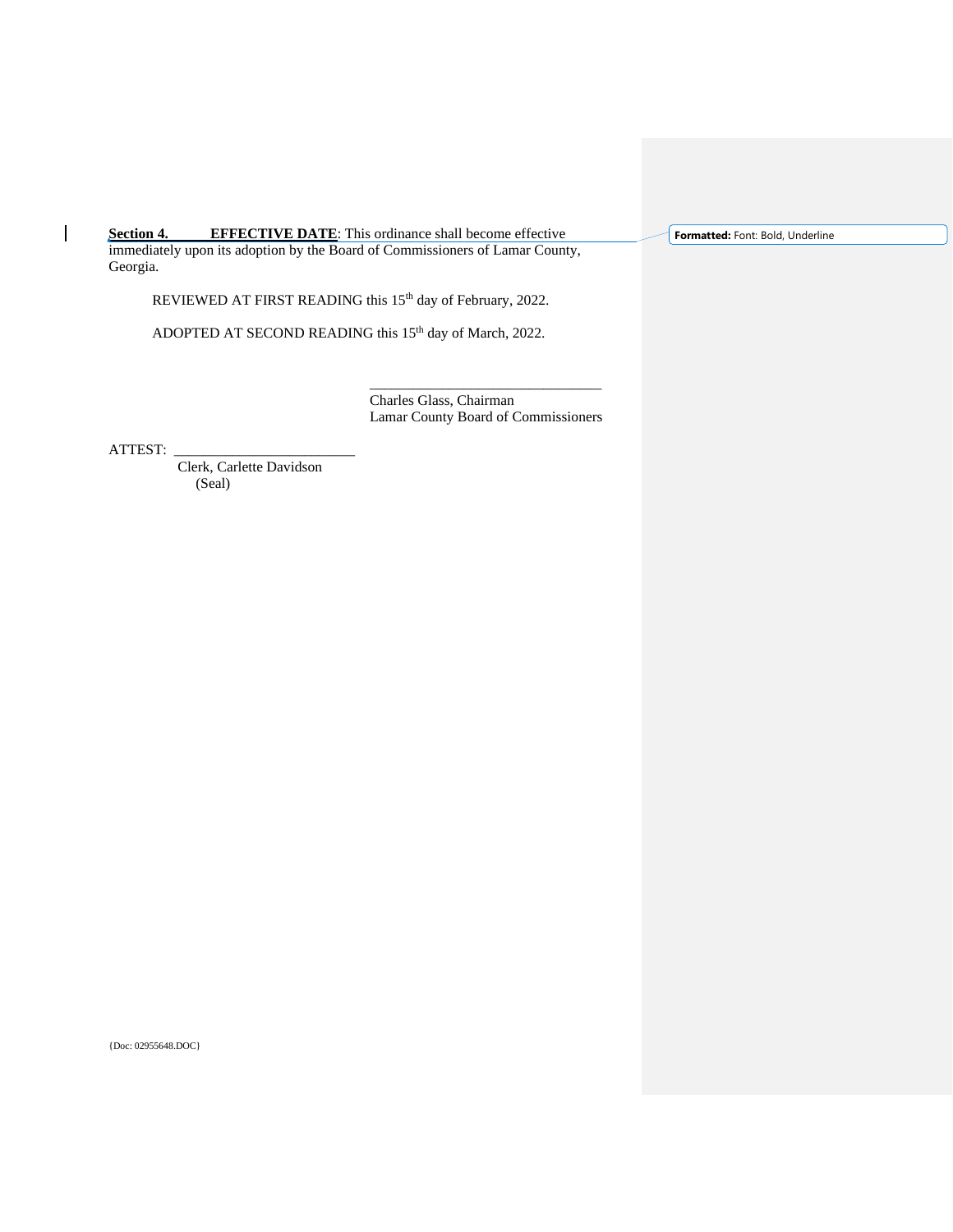**Section 4.** **EFFECTIVE DATE**: This ordinance shall become effective immediately upon its adoption by the Board of Commissioners of Lamar County, Georgia.

REVIEWED AT FIRST READING this 15th day of February, 2022.

ADOPTED AT SECOND READING this 15th day of March, 2022.

\_\_\_\_\_\_\_\_\_\_\_\_\_\_\_\_\_\_\_\_\_\_\_\_\_\_\_\_\_\_\_\_
Charles Glass, Chairman
Lamar County Board of Commissioners

ATTEST: \_\_\_\_\_\_\_\_\_\_\_\_\_\_\_\_\_\_\_\_\_\_\_\_\_
Clerk, Carlette Davidson
(Seal)

Formatted: Font: Bold, Underline

{Doc: 02955648.DOC}